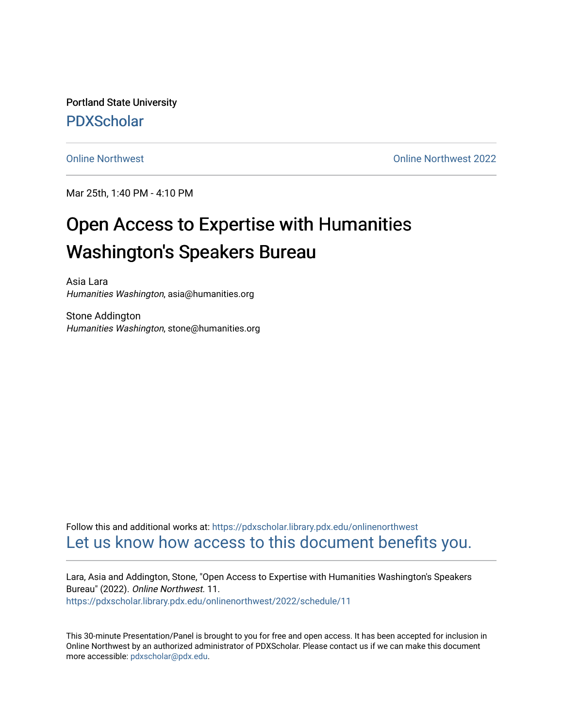Portland State University

PDXScholar

Online Northwest | Online Northwest 2022

Mar 25th, 1:40 PM - 4:10 PM

# Open Access to Expertise with Humanities Washington's Speakers Bureau

Asia Lara
*Humanities Washington*, asia@humanities.org

Stone Addington
*Humanities Washington*, stone@humanities.org

Follow this and additional works at: https://pdxscholar.library.pdx.edu/onlinenorthwest

Let us know how access to this document benefits you.

Lara, Asia and Addington, Stone, "Open Access to Expertise with Humanities Washington's Speakers Bureau" (2022). *Online Northwest*. 11.
https://pdxscholar.library.pdx.edu/onlinenorthwest/2022/schedule/11

This 30-minute Presentation/Panel is brought to you for free and open access. It has been accepted for inclusion in Online Northwest by an authorized administrator of PDXScholar. Please contact us if we can make this document more accessible: pdxscholar@pdx.edu.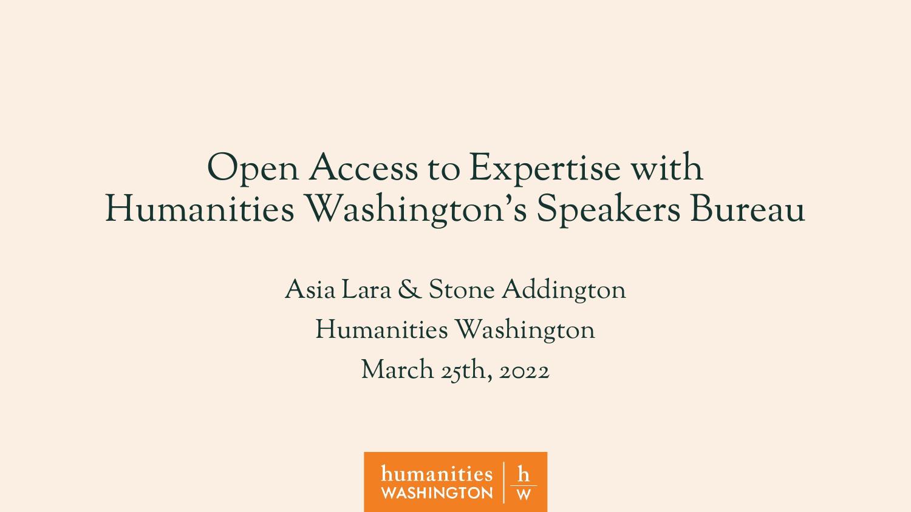# Open Access to Expertise with Humanities Washington's Speakers Bureau

Asia Lara & Stone Addington

Humanities Washington

March 25th, 2022

humanities WASHINGTON | h w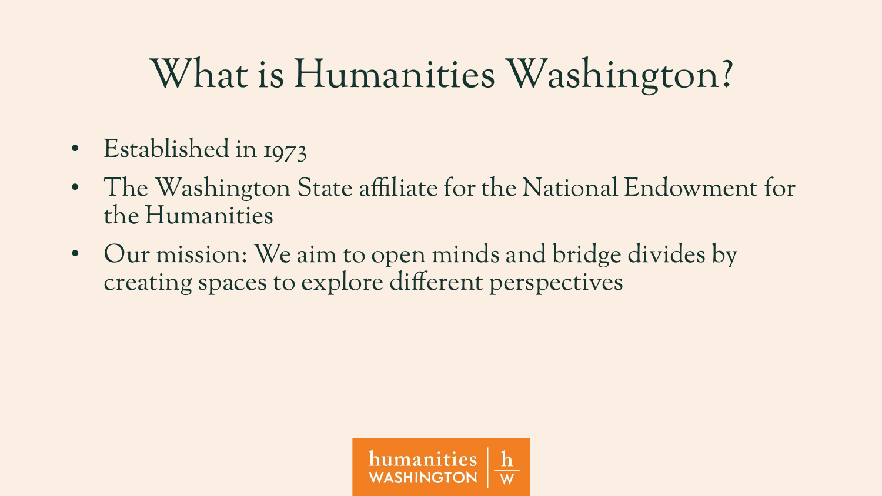# What is Humanities Washington?

- Established in 1973
- The Washington State affiliate for the National Endowment for the Humanities
- Our mission: We aim to open minds and bridge divides by creating spaces to explore different perspectives

humanities WASHINGTON | h/w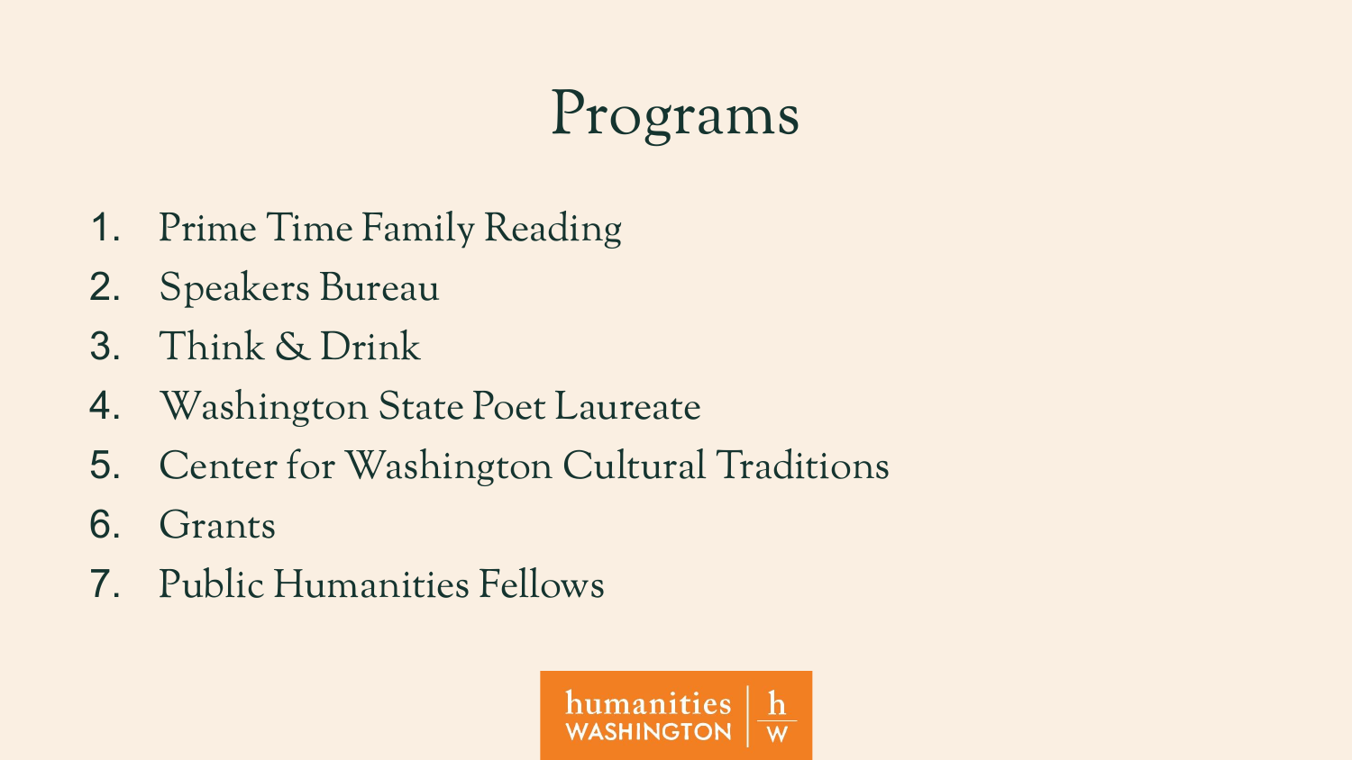# Programs

1. Prime Time Family Reading
2. Speakers Bureau
3. Think & Drink
4. Washington State Poet Laureate
5. Center for Washington Cultural Traditions
6. Grants
7. Public Humanities Fellows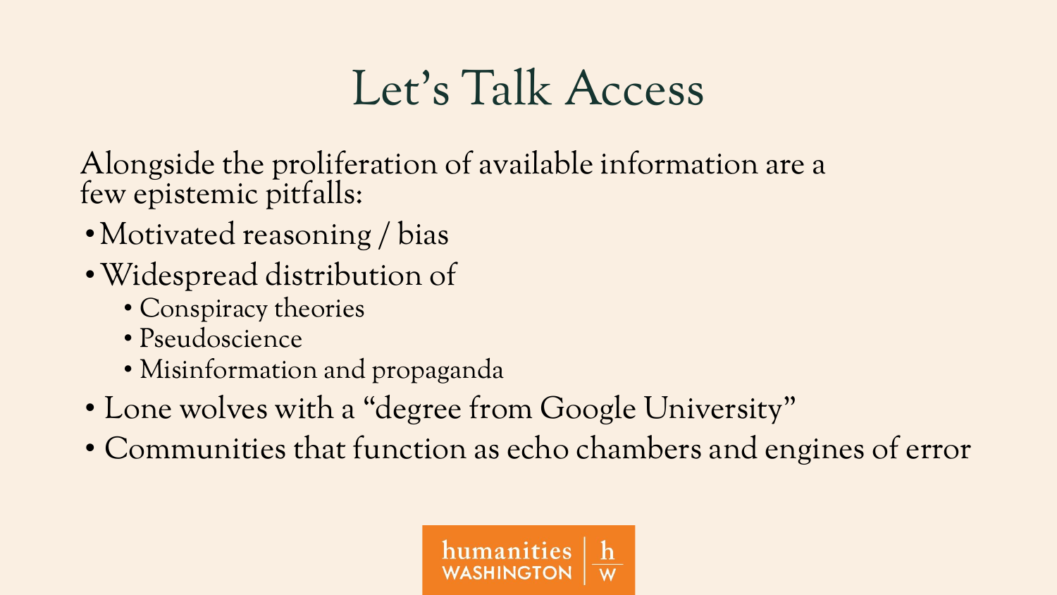# Let's Talk Access

Alongside the proliferation of available information are a few epistemic pitfalls:

- Motivated reasoning / bias
- Widespread distribution of
  - Conspiracy theories
  - Pseudoscience
  - Misinformation and propaganda
- Lone wolves with a "degree from Google University"
- Communities that function as echo chambers and engines of error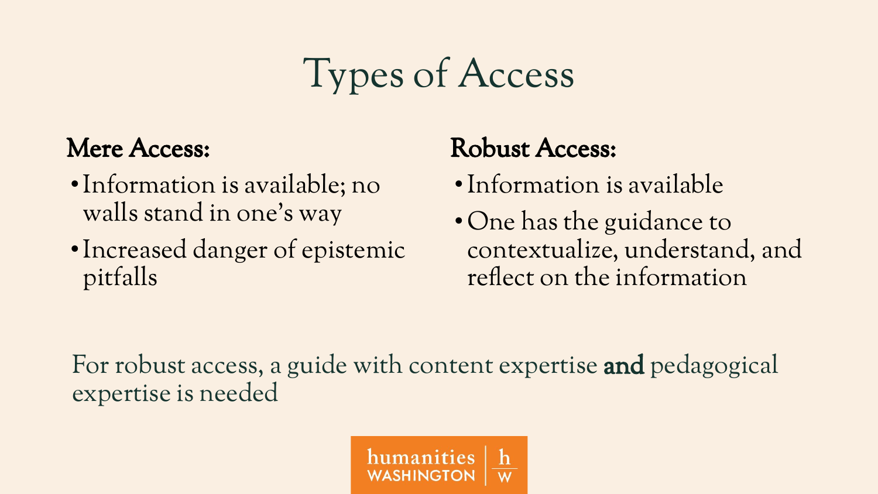# Types of Access

**Mere Access:**

- Information is available; no walls stand in one's way
- Increased danger of epistemic pitfalls

**Robust Access:**

- Information is available
- One has the guidance to contextualize, understand, and reflect on the information

For robust access, a guide with content expertise **and** pedagogical expertise is needed

humanities WASHINGTON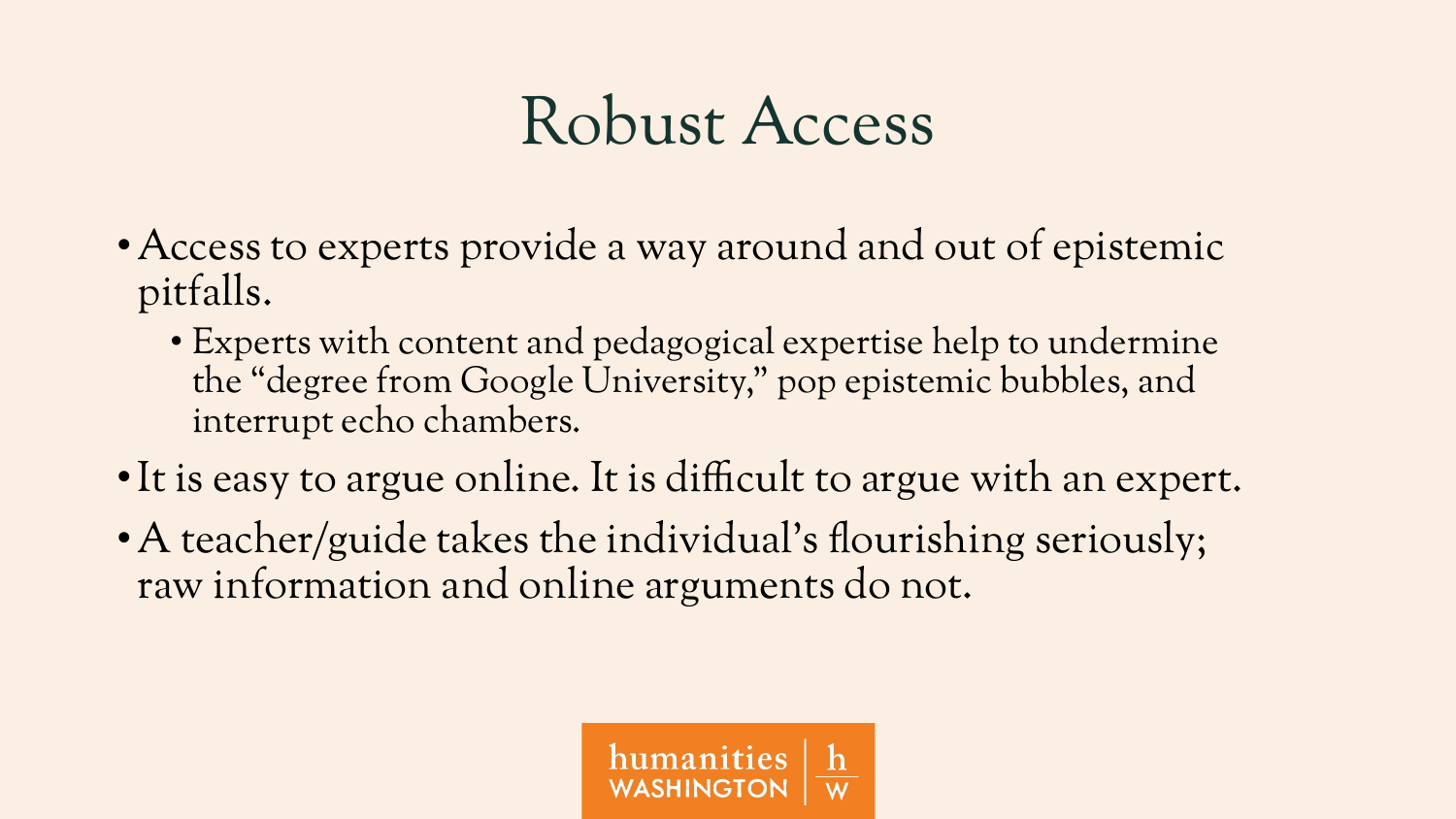# Robust Access

- Access to experts provide a way around and out of epistemic pitfalls.
  - Experts with content and pedagogical expertise help to undermine the "degree from Google University," pop epistemic bubbles, and interrupt echo chambers.
- It is easy to argue online. It is difficult to argue with an expert.
- A teacher/guide takes the individual's flourishing seriously; raw information and online arguments do not.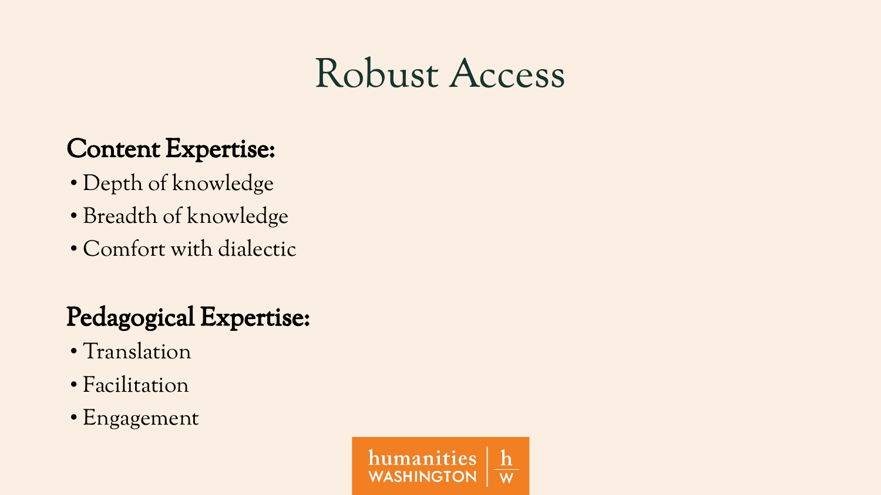# Robust Access

**Content Expertise:**

- Depth of knowledge
- Breadth of knowledge
- Comfort with dialectic

**Pedagogical Expertise:**

- Translation
- Facilitation
- Engagement

humanities WASHINGTON | h/w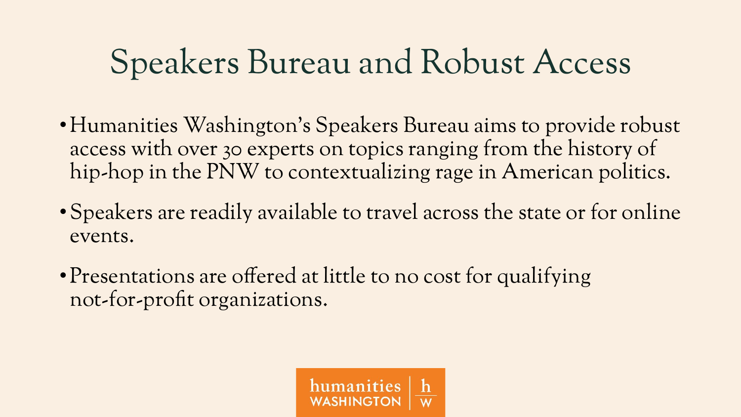# Speakers Bureau and Robust Access

- Humanities Washington's Speakers Bureau aims to provide robust access with over 30 experts on topics ranging from the history of hip-hop in the PNW to contextualizing rage in American politics.
- Speakers are readily available to travel across the state or for online events.
- Presentations are offered at little to no cost for qualifying not-for-profit organizations.

humanities WASHINGTON | h W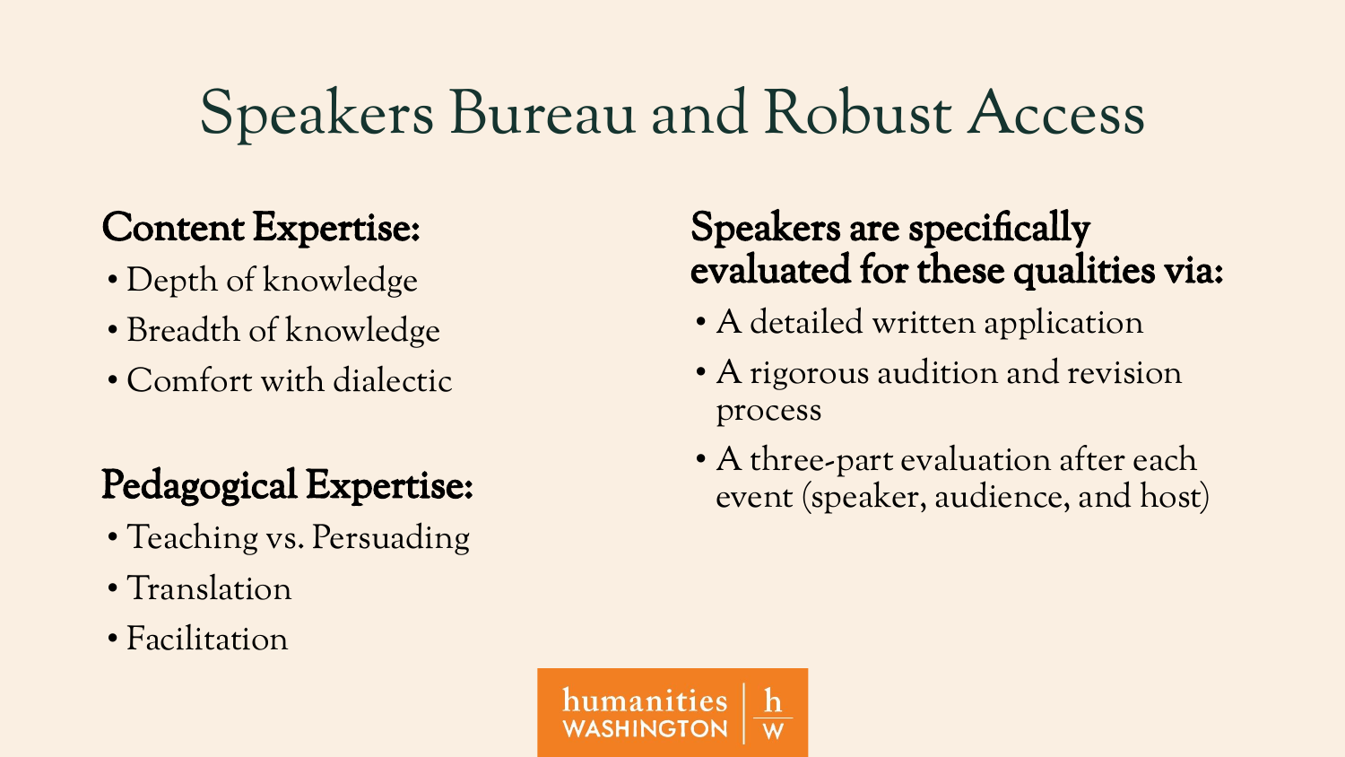# Speakers Bureau and Robust Access

**Content Expertise:**

- Depth of knowledge
- Breadth of knowledge
- Comfort with dialectic

**Pedagogical Expertise:**

- Teaching vs. Persuading
- Translation
- Facilitation

**Speakers are specifically evaluated for these qualities via:**

- A detailed written application
- A rigorous audition and revision process
- A three-part evaluation after each event (speaker, audience, and host)

humanities WASHINGTON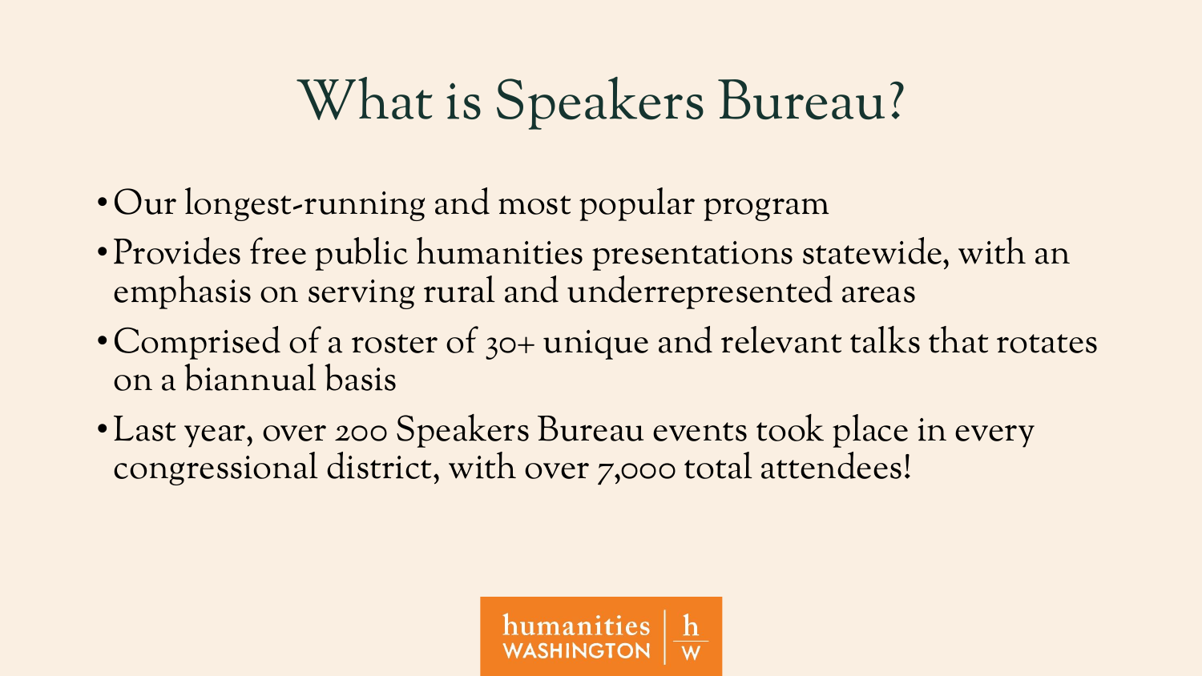# What is Speakers Bureau?

- Our longest-running and most popular program
- Provides free public humanities presentations statewide, with an emphasis on serving rural and underrepresented areas
- Comprised of a roster of 30+ unique and relevant talks that rotates on a biannual basis
- Last year, over 200 Speakers Bureau events took place in every congressional district, with over 7,000 total attendees!

humanities WASHINGTON | h w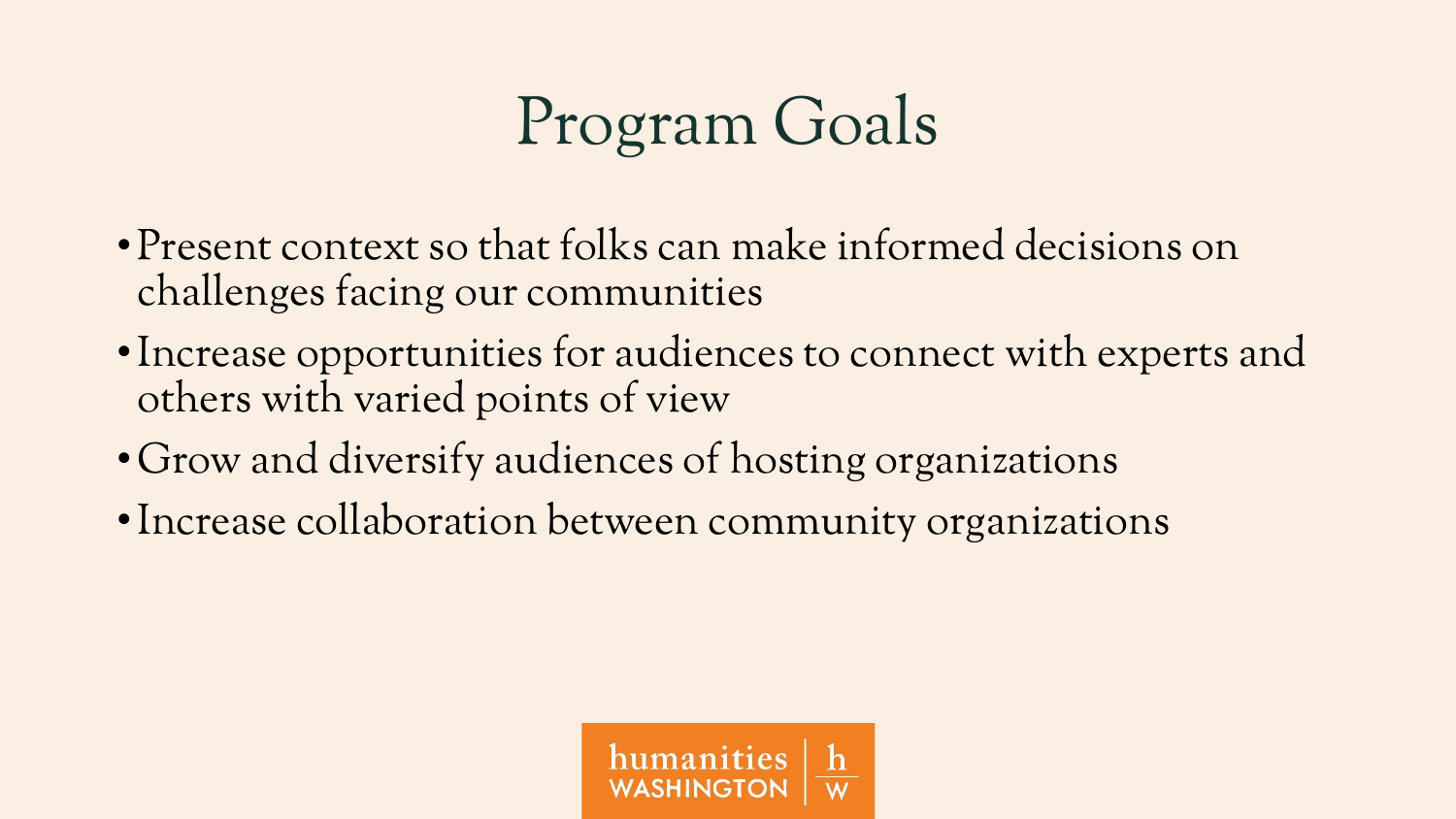# Program Goals

- Present context so that folks can make informed decisions on challenges facing our communities
- Increase opportunities for audiences to connect with experts and others with varied points of view
- Grow and diversify audiences of hosting organizations
- Increase collaboration between community organizations

humanities WASHINGTON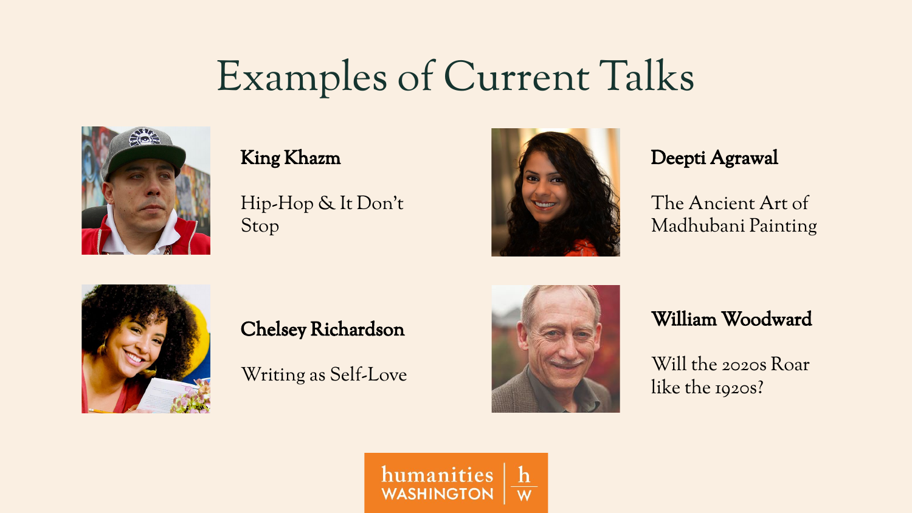# Examples of Current Talks

**King Khazm**

Hip-Hop & It Don't Stop

**Deepti Agrawal**

The Ancient Art of Madhubani Painting

**Chelsey Richardson**

Writing as Self-Love

**William Woodward**

Will the 2020s Roar like the 1920s?

humanities WASHINGTON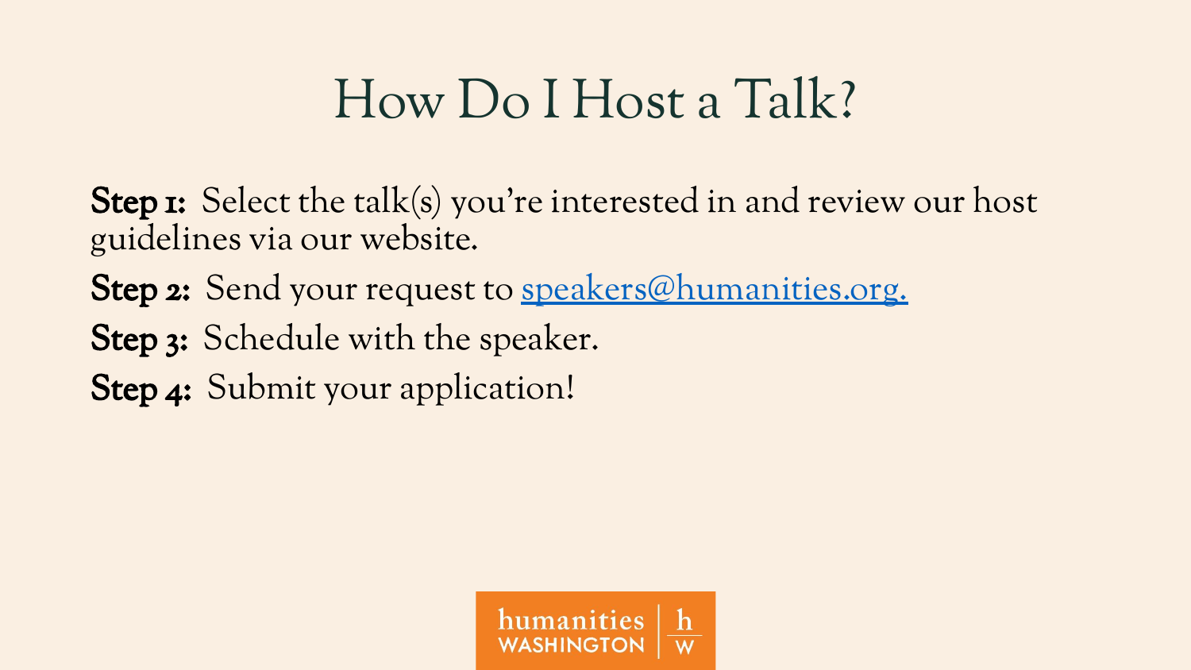# How Do I Host a Talk?

**Step 1:** Select the talk(s) you're interested in and review our host guidelines via our website.

**Step 2:** Send your request to speakers@humanities.org.

**Step 3:** Schedule with the speaker.

**Step 4:** Submit your application!

humanities WASHINGTON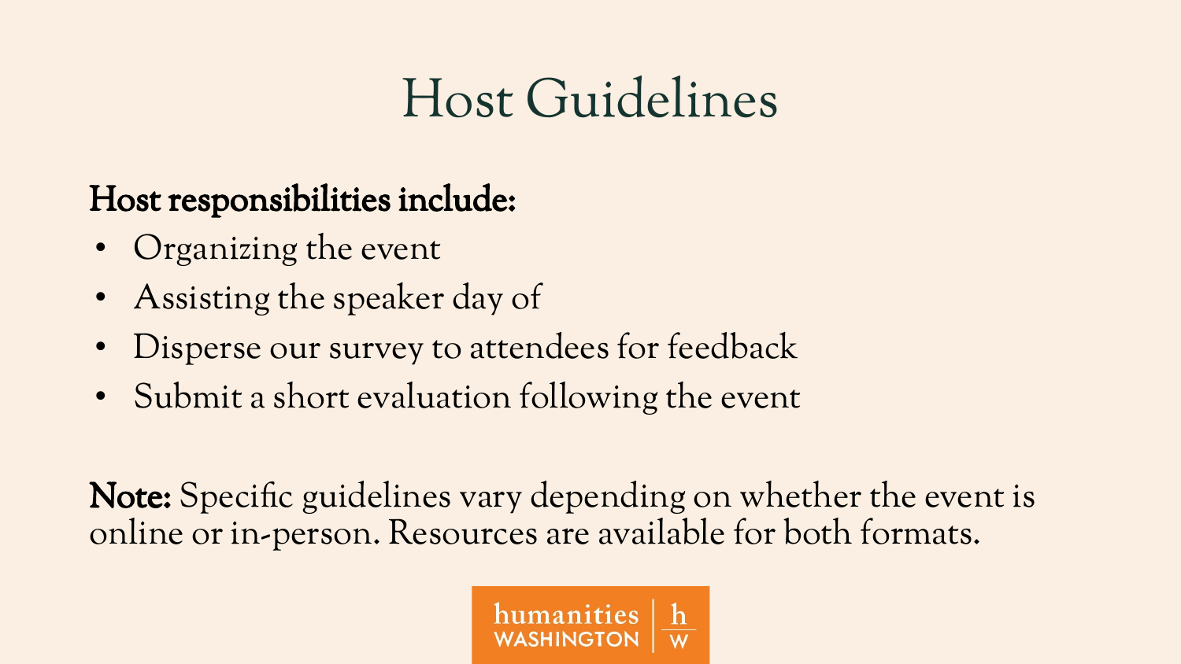# Host Guidelines

**Host responsibilities include:**

- Organizing the event
- Assisting the speaker day of
- Disperse our survey to attendees for feedback
- Submit a short evaluation following the event

**Note:** Specific guidelines vary depending on whether the event is online or in-person. Resources are available for both formats.

humanities WASHINGTON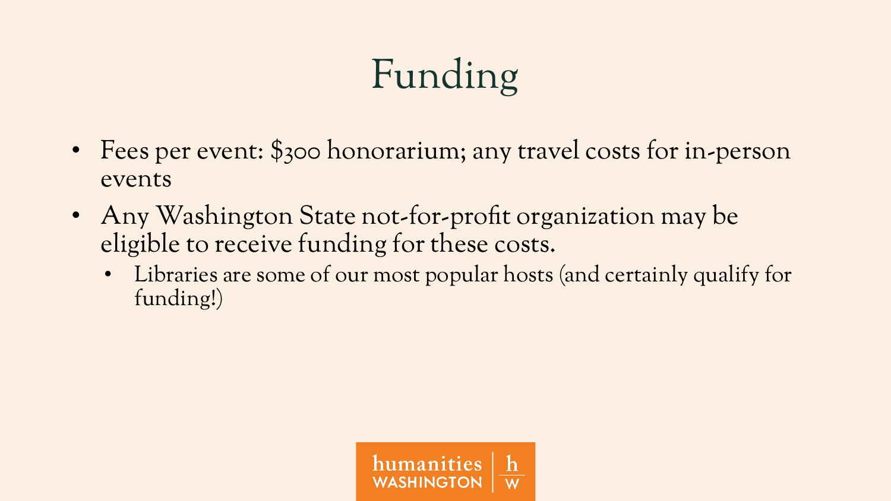# Funding

- Fees per event: $300 honorarium; any travel costs for in-person events
- Any Washington State not-for-profit organization may be eligible to receive funding for these costs.
  - Libraries are some of our most popular hosts (and certainly qualify for funding!)

humanities WASHINGTON | h W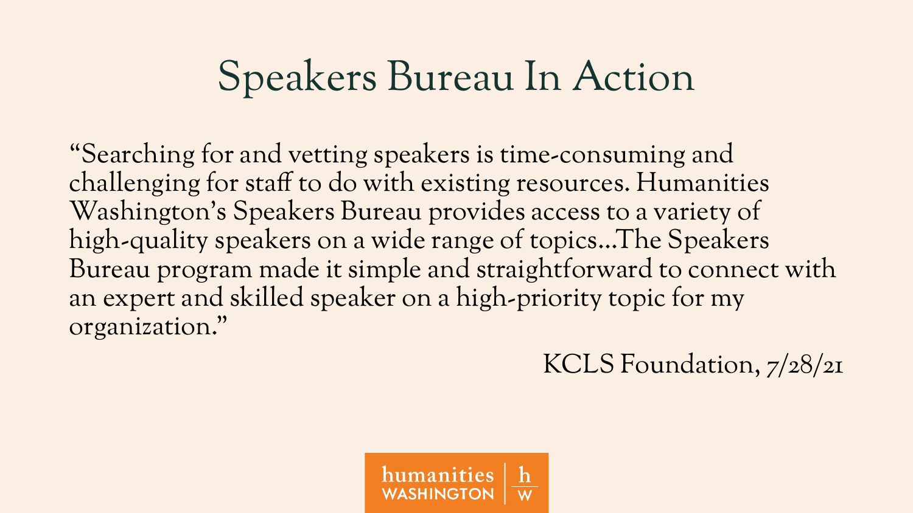# Speakers Bureau In Action

"Searching for and vetting speakers is time-consuming and challenging for staff to do with existing resources. Humanities Washington's Speakers Bureau provides access to a variety of high-quality speakers on a wide range of topics…The Speakers Bureau program made it simple and straightforward to connect with an expert and skilled speaker on a high-priority topic for my organization."

KCLS Foundation, 7/28/21

humanities WASHINGTON | h w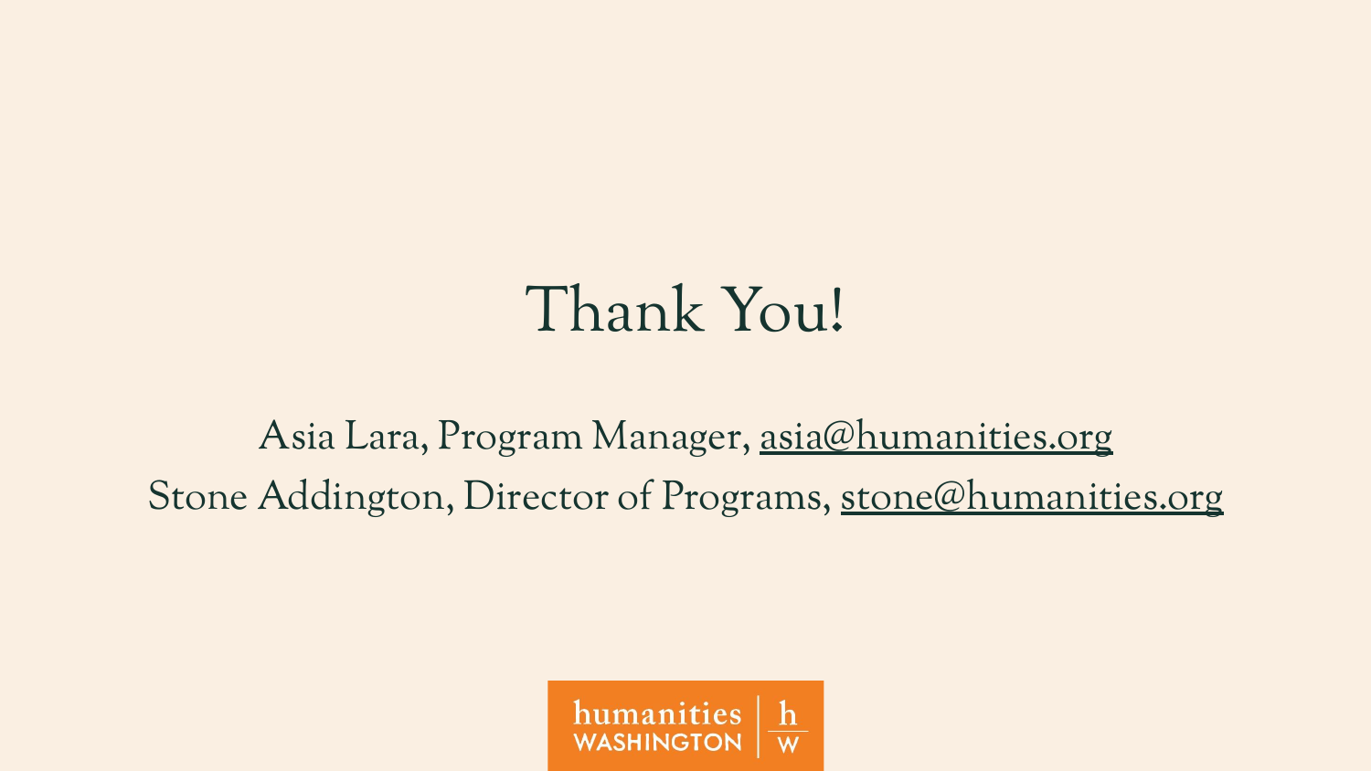# Thank You!

Asia Lara, Program Manager, asia@humanities.org

Stone Addington, Director of Programs, stone@humanities.org

humanities WASHINGTON | h W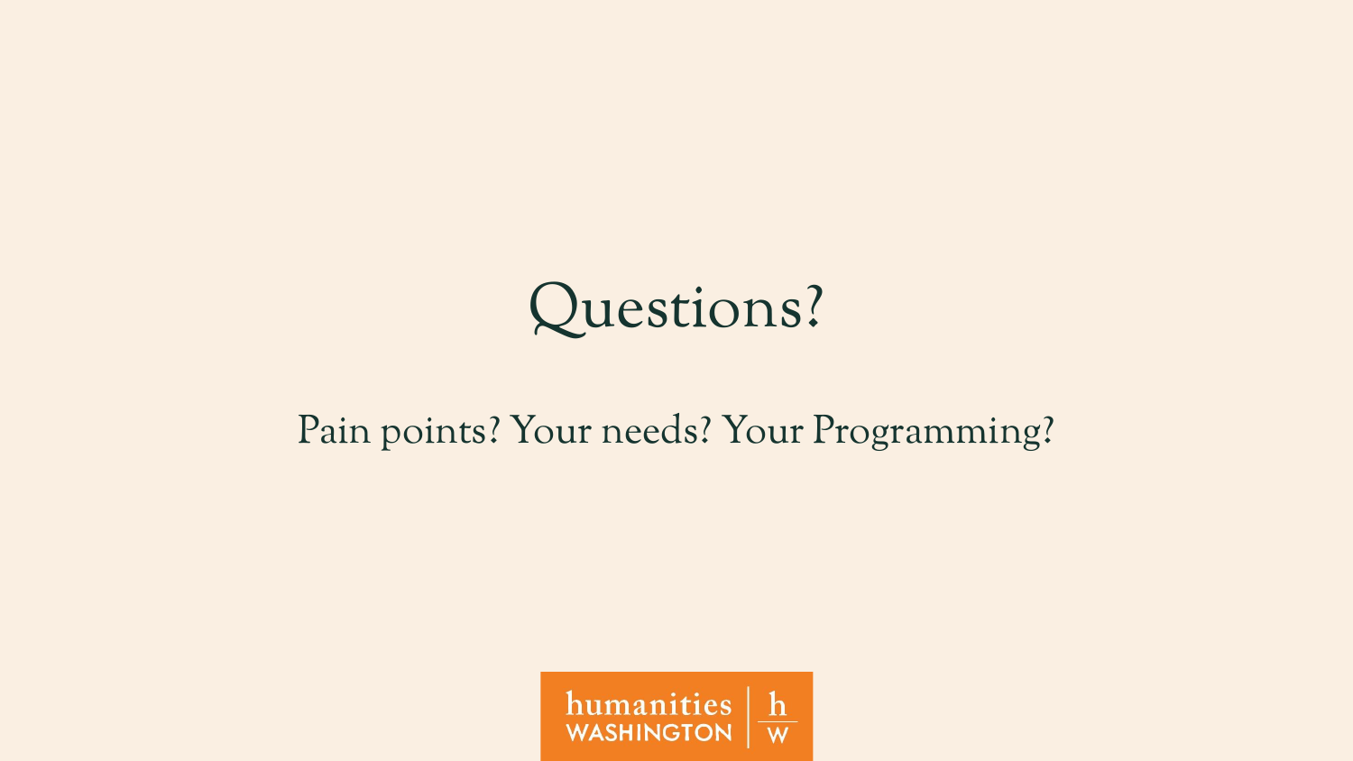# Questions?

Pain points? Your needs? Your Programming?

humanities WASHINGTON | h W